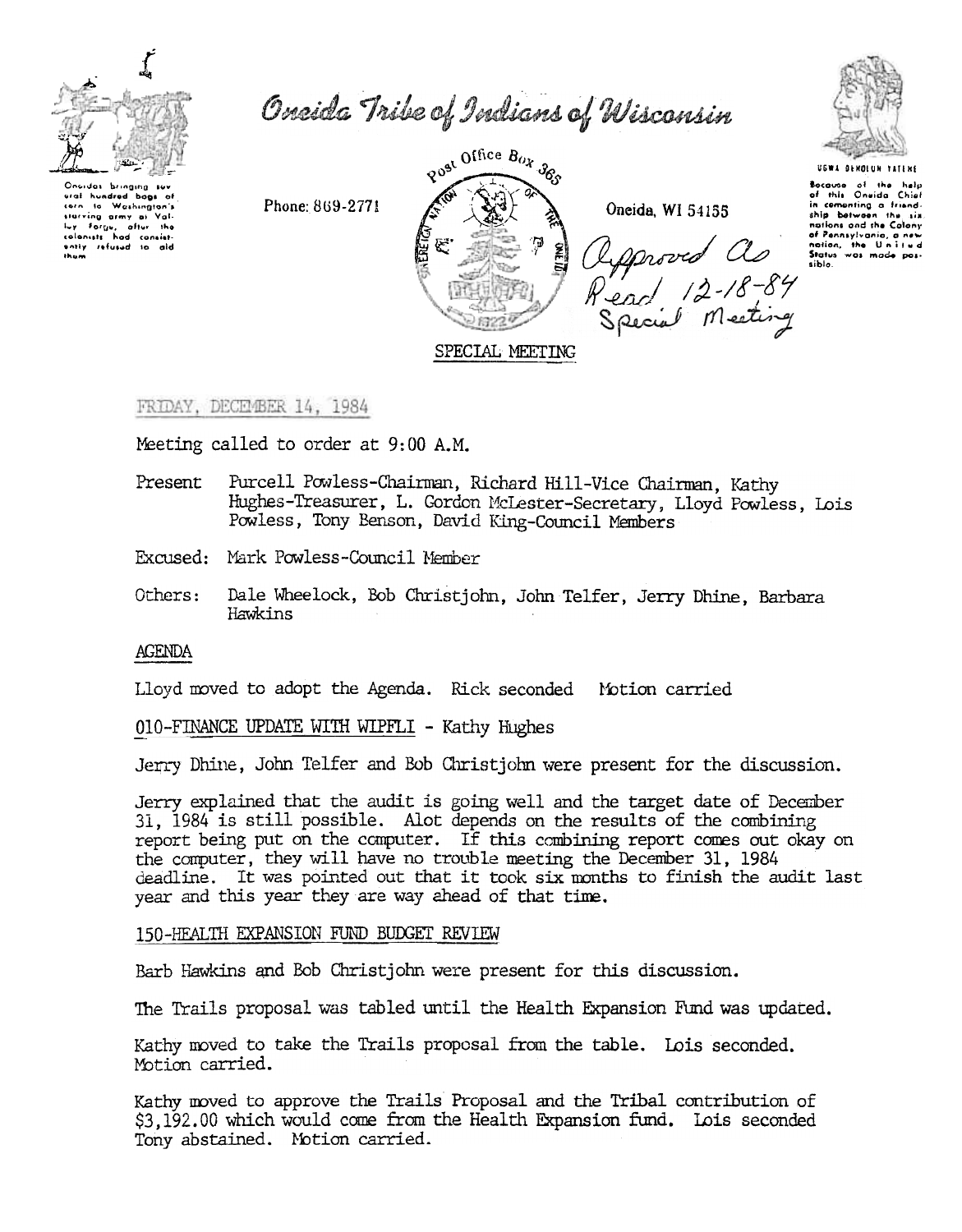# Oneida Tribe of Indians of Wisconsin

Oneidas bringing several hundred bags of corn to Washington's starving army at Valley Forge, after the colonists had consistently refused to aid them.

Phone: 869-2771

Post Office Box 365

Oneida, WI 54155

UGWA DEHOLUN YATEHE

Because of the help of this Oneida Chief in cementing a friendship between the six nations and the Colony of Pennsylvania, a new nation, the United States was made possible.

Approved As Read 12-18-84 Special Meeting

## SPECIAL MEETING

FRIDAY, DECEMBER 14, 1984

Meeting called to order at 9:00 A.M.

Present Purcell Powless-Chairman, Richard Hill-Vice Chairman, Kathy Hughes-Treasurer, L. Gordon McLester-Secretary, Lloyd Powless, Lois Powless, Tony Benson, David King-Council Members

Excused: Mark Powless-Council Member

Others: Dale Wheelock, Bob Christjohn, John Telfer, Jerry Dhine, Barbara Hawkins

### AGENDA

Lloyd moved to adopt the Agenda. Rick seconded Motion carried

### 010-FINANCE UPDATE WITH WIPFLI - Kathy Hughes

Jerry Dhine, John Telfer and Bob Christjohn were present for the discussion.

Jerry explained that the audit is going well and the target date of December 31, 1984 is still possible. Alot depends on the results of the combining report being put on the computer. If this combining report comes out okay on the computer, they will have no trouble meeting the December 31, 1984 deadline. It was pointed out that it took six months to finish the audit last year and this year they are way ahead of that time.

### 150-HEALTH EXPANSION FUND BUDGET REVIEW

Barb Hawkins and Bob Christjohn were present for this discussion.

The Trails proposal was tabled until the Health Expansion Fund was updated.

Kathy moved to take the Trails proposal from the table. Lois seconded. Motion carried.

Kathy moved to approve the Trails Proposal and the Tribal contribution of $3,192.00 which would come from the Health Expansion fund. Lois seconded Tony abstained. Motion carried.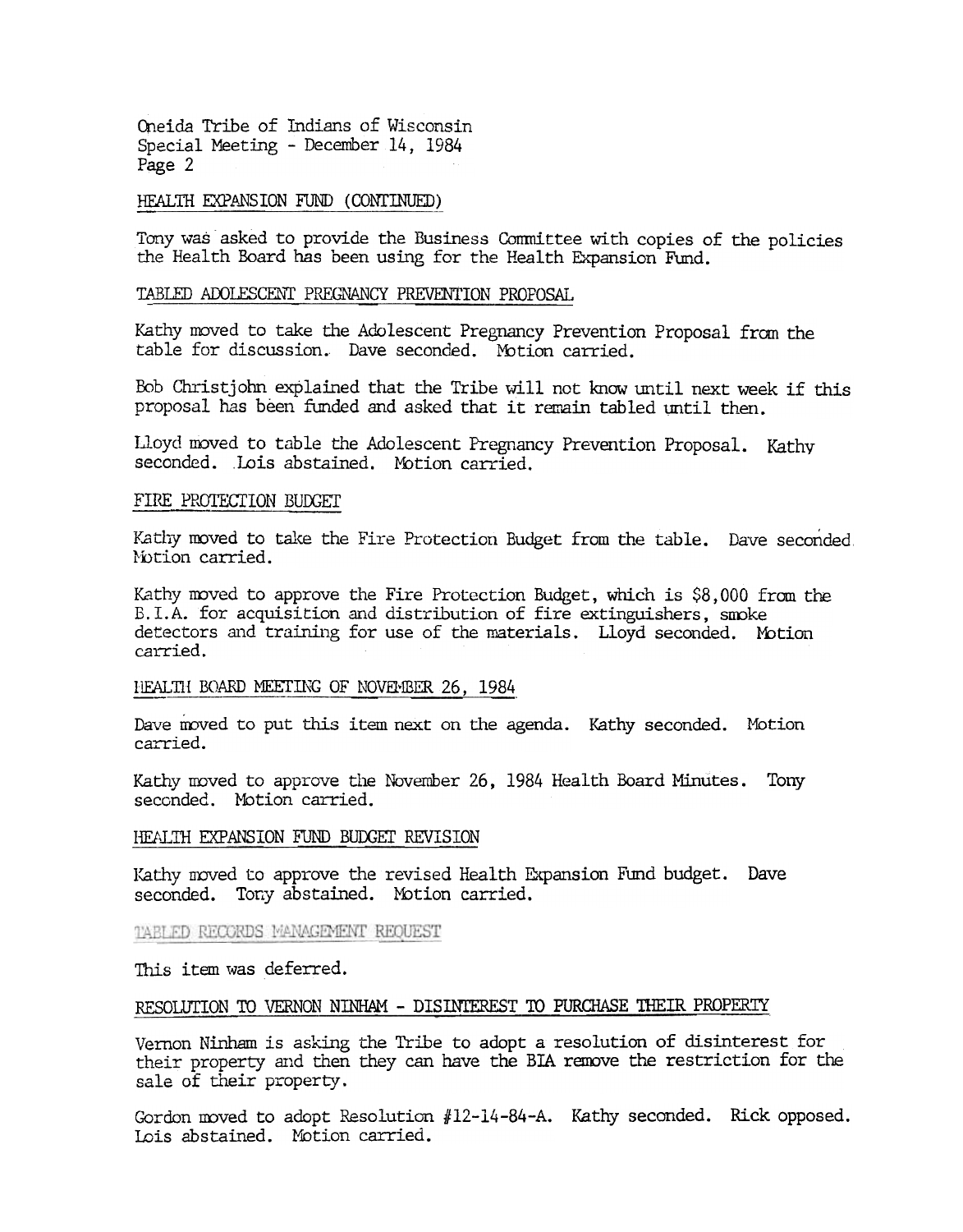Oneida Tribe of Indians of Wisconsin
Special Meeting - December 14, 1984

## HEALTH EXPANSION FUND (CONTINUED)

Tony was asked to provide the Business Committee with copies of the policies the Health Board has been using for the Health Expansion Fund.

## TABLED ADOLESCENT PREGNANCY PREVENTION PROPOSAL

Kathy moved to take the Adolescent Pregnancy Prevention Proposal from the table for discussion. Dave seconded. Motion carried.

Bob Christjohn explained that the Tribe will not know until next week if this proposal has been funded and asked that it remain tabled until then.

Lloyd moved to table the Adolescent Pregnancy Prevention Proposal. Kathy seconded. Lois abstained. Motion carried.

## FIRE PROTECTION BUDGET

Kathy moved to take the Fire Protection Budget from the table. Dave seconded. Motion carried.

Kathy moved to approve the Fire Protection Budget, which is $8,000 from the B.I.A. for acquisition and distribution of fire extinguishers, smoke detectors and training for use of the materials. Lloyd seconded. Motion carried.

## HEALTH BOARD MEETING OF NOVEMBER 26, 1984

Dave moved to put this item next on the agenda. Kathy seconded. Motion carried.

Kathy moved to approve the November 26, 1984 Health Board Minutes. Tony seconded. Motion carried.

## HEALTH EXPANSION FUND BUDGET REVISION

Kathy moved to approve the revised Health Expansion Fund budget. Dave seconded. Tony abstained. Motion carried.

## TABLED RECORDS MANAGEMENT REQUEST

This item was deferred.

## RESOLUTION TO VERNON NINHAM - DISINTEREST TO PURCHASE THEIR PROPERTY

Vernon Ninham is asking the Tribe to adopt a resolution of disinterest for their property and then they can have the BIA remove the restriction for the sale of their property.

Gordon moved to adopt Resolution #12-14-84-A. Kathy seconded. Rick opposed. Lois abstained. Motion carried.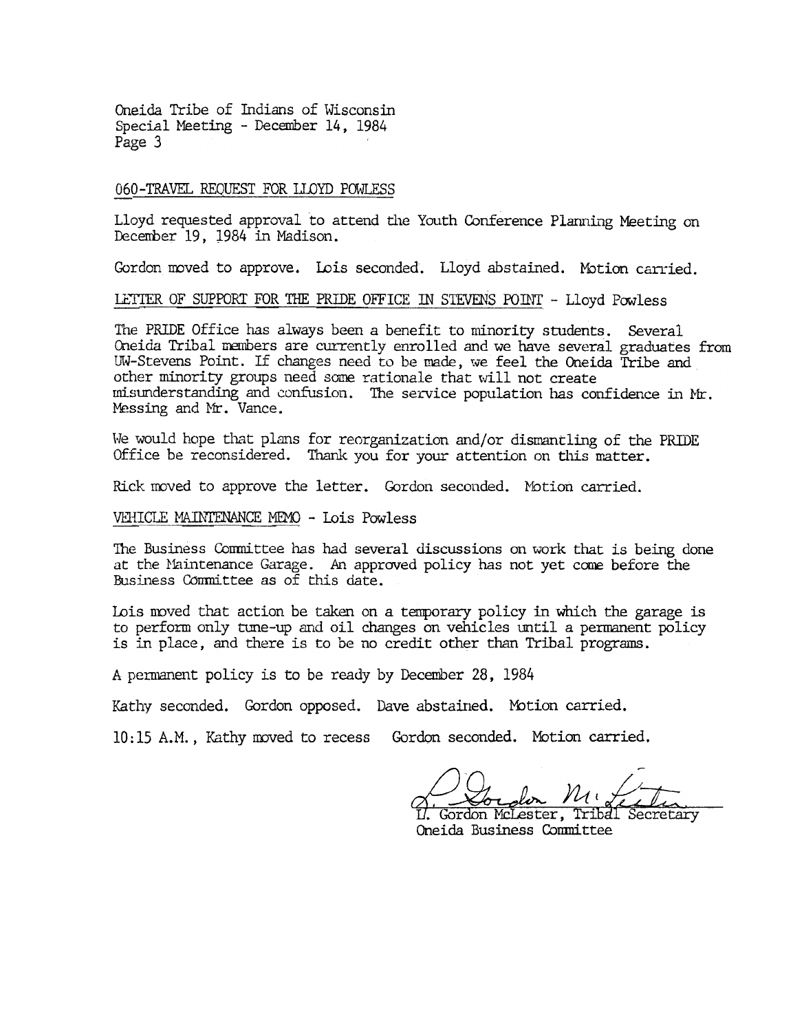Oneida Tribe of Indians of Wisconsin
Special Meeting - December 14, 1984
Page 3

060-TRAVEL REQUEST FOR LLOYD POWLESS

Lloyd requested approval to attend the Youth Conference Planning Meeting on December 19, 1984 in Madison.

Gordon moved to approve. Lois seconded. Lloyd abstained. Motion carried.

LETTER OF SUPPORT FOR THE PRIDE OFFICE IN STEVENS POINT - Lloyd Powless

The PRIDE Office has always been a benefit to minority students. Several Oneida Tribal members are currently enrolled and we have several graduates from UW-Stevens Point. If changes need to be made, we feel the Oneida Tribe and other minority groups need some rationale that will not create misunderstanding and confusion. The service population has confidence in Mr. Messing and Mr. Vance.

We would hope that plans for reorganization and/or dismantling of the PRIDE Office be reconsidered. Thank you for your attention on this matter.

Rick moved to approve the letter. Gordon seconded. Motion carried.

VEHICLE MAINTENANCE MEMO - Lois Powless

The Business Committee has had several discussions on work that is being done at the Maintenance Garage. An approved policy has not yet come before the Business Committee as of this date.

Lois moved that action be taken on a temporary policy in which the garage is to perform only tune-up and oil changes on vehicles until a permanent policy is in place, and there is to be no credit other than Tribal programs.

A permanent policy is to be ready by December 28, 1984

Kathy seconded. Gordon opposed. Dave abstained. Motion carried.

10:15 A.M., Kathy moved to recess Gordon seconded. Motion carried.

D. Gordon McLester, Tribal Secretary
Oneida Business Committee